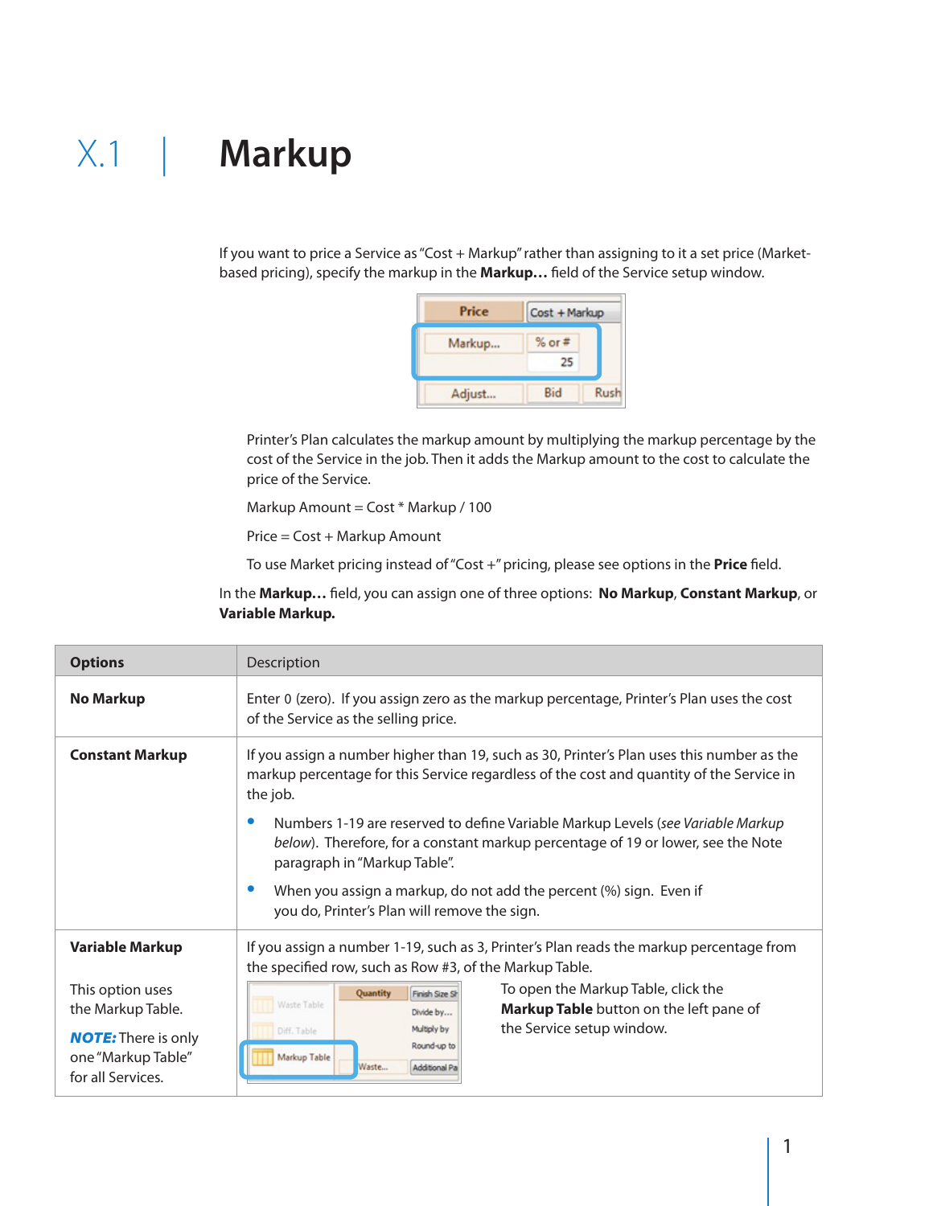# X.1 | Markup

If you want to price a Service as "Cost + Markup" rather than assigning to it a set price (Market-based pricing), specify the markup in the **Markup…** field of the Service setup window.

Printer's Plan calculates the markup amount by multiplying the markup percentage by the cost of the Service in the job. Then it adds the Markup amount to the cost to calculate the price of the Service.

Markup Amount = Cost * Markup / 100

Price = Cost + Markup Amount

To use Market pricing instead of "Cost +" pricing, please see options in the **Price** field.

In the **Markup…** field, you can assign one of three options: **No Markup**, **Constant Markup**, or **Variable Markup.**

| **Options** | Description |
|---|---|
| **No Markup** | Enter 0 (zero). If you assign zero as the markup percentage, Printer's Plan uses the cost of the Service as the selling price. |
| **Constant Markup** | If you assign a number higher than 19, such as 30, Printer's Plan uses this number as the markup percentage for this Service regardless of the cost and quantity of the Service in the job.<br>• Numbers 1-19 are reserved to define Variable Markup Levels (*see Variable Markup below*). Therefore, for a constant markup percentage of 19 or lower, see the Note paragraph in "Markup Table".<br>• When you assign a markup, do not add the percent (%) sign. Even if you do, Printer's Plan will remove the sign. |
| **Variable Markup**<br><br>This option uses the Markup Table.<br><br>***NOTE:*** There is only one "Markup Table" for all Services. | If you assign a number 1-19, such as 3, Printer's Plan reads the markup percentage from the specified row, such as Row #3, of the Markup Table.<br><br>To open the Markup Table, click the **Markup Table** button on the left pane of the Service setup window. |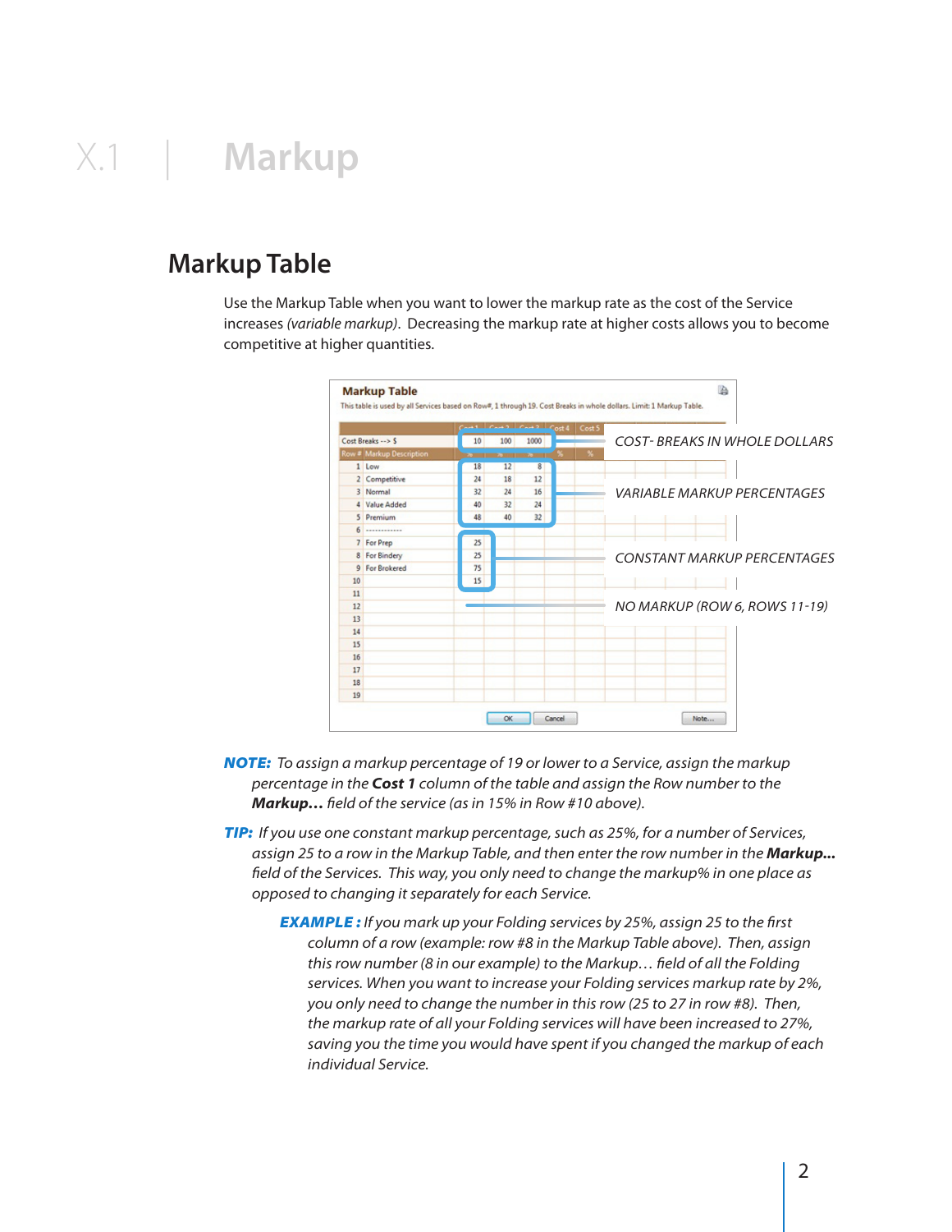# X.1 | Markup

## Markup Table

Use the Markup Table when you want to lower the markup rate as the cost of the Service increases *(variable markup)*. Decreasing the markup rate at higher costs allows you to become competitive at higher quantities.

**Markup Table**

This table is used by all Services based on Row#, 1 through 19. Cost Breaks in whole dollars. Limit: 1 Markup Table.

| | | Cost 1 | Cost 2 | Cost 3 | Cost 4 | Cost 5 |
|---|---|---|---|---|---|---|
| Cost Breaks --> $ | | 10 | 100 | 1000 | | |
| Row # | Markup Description | % | % | % | % | % |
| 1 | Low | 18 | 12 | 8 | | |
| 2 | Competitive | 24 | 18 | 12 | | |
| 3 | Normal | 32 | 24 | 16 | | |
| 4 | Value Added | 40 | 32 | 24 | | |
| 5 | Premium | 48 | 40 | 32 | | |
| 6 | ------------ | | | | | |
| 7 | For Prep | 25 | | | | |
| 8 | For Bindery | 25 | | | | |
| 9 | For Brokered | 75 | | | | |
| 10 | | 15 | | | | |
| 11 | | | | | | |
| 12 | | | | | | |
| 13 | | | | | | |
| 14 | | | | | | |
| 15 | | | | | | |
| 16 | | | | | | |
| 17 | | | | | | |
| 18 | | | | | | |
| 19 | | | | | | |

COST- BREAKS IN WHOLE DOLLARS

VARIABLE MARKUP PERCENTAGES

CONSTANT MARKUP PERCENTAGES

NO MARKUP (ROW 6, ROWS 11-19)

OK | Cancel | Note...

***NOTE:*** *To assign a markup percentage of 19 or lower to a Service, assign the markup percentage in the* ***Cost 1*** *column of the table and assign the Row number to the* ***Markup…*** *field of the service (as in 15% in Row #10 above).*

***TIP:*** *If you use one constant markup percentage, such as 25%, for a number of Services, assign 25 to a row in the Markup Table, and then enter the row number in the* ***Markup...*** *field of the Services. This way, you only need to change the markup% in one place as opposed to changing it separately for each Service.*

> ***EXAMPLE :*** *If you mark up your Folding services by 25%, assign 25 to the first column of a row (example: row #8 in the Markup Table above). Then, assign this row number (8 in our example) to the Markup… field of all the Folding services. When you want to increase your Folding services markup rate by 2%, you only need to change the number in this row (25 to 27 in row #8). Then, the markup rate of all your Folding services will have been increased to 27%, saving you the time you would have spent if you changed the markup of each individual Service.*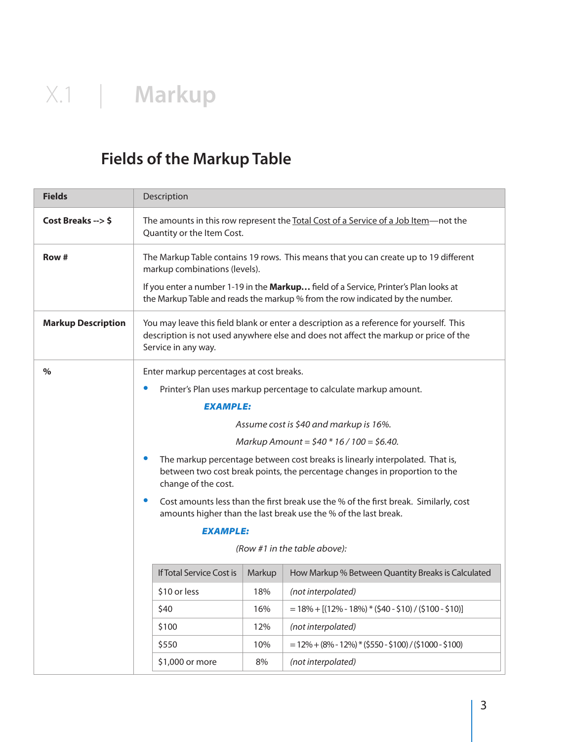# X.1 | Markup

## Fields of the Markup Table

| Fields | Description |
|---|---|
| **Cost Breaks --> $** | The amounts in this row represent the Total Cost of a Service of a Job Item—not the Quantity or the Item Cost. |
| **Row #** | The Markup Table contains 19 rows. This means that you can create up to 19 different markup combinations (levels).<br><br>If you enter a number 1-19 in the **Markup…** field of a Service, Printer's Plan looks at the Markup Table and reads the markup % from the row indicated by the number. |
| **Markup Description** | You may leave this field blank or enter a description as a reference for yourself. This description is not used anywhere else and does not affect the markup or price of the Service in any way. |
| **%** | Enter markup percentages at cost breaks.<br><br>• Printer's Plan uses markup percentage to calculate markup amount.<br><br>***EXAMPLE:***<br><br>*Assume cost is $40 and markup is 16%.*<br><br>*Markup Amount = $40 * 16 / 100 = $6.40.*<br><br>• The markup percentage between cost breaks is linearly interpolated. That is, between two cost break points, the percentage changes in proportion to the change of the cost.<br><br>• Cost amounts less than the first break use the % of the first break. Similarly, cost amounts higher than the last break use the % of the last break.<br><br>***EXAMPLE:***<br><br>*(Row #1 in the table above):* |

| If Total Service Cost is | Markup | How Markup % Between Quantity Breaks is Calculated |
|---|---|---|
| $10 or less | 18% | *(not interpolated)* |
| $40 | 16% | = 18% + [(12% - 18%) * ($40 - $10) / ($100 - $10)] |
| $100 | 12% | *(not interpolated)* |
| $550 | 10% | = 12% + (8% - 12%) * ($550 - $100) / ($1000 - $100) |
| $1,000 or more | 8% | *(not interpolated)* |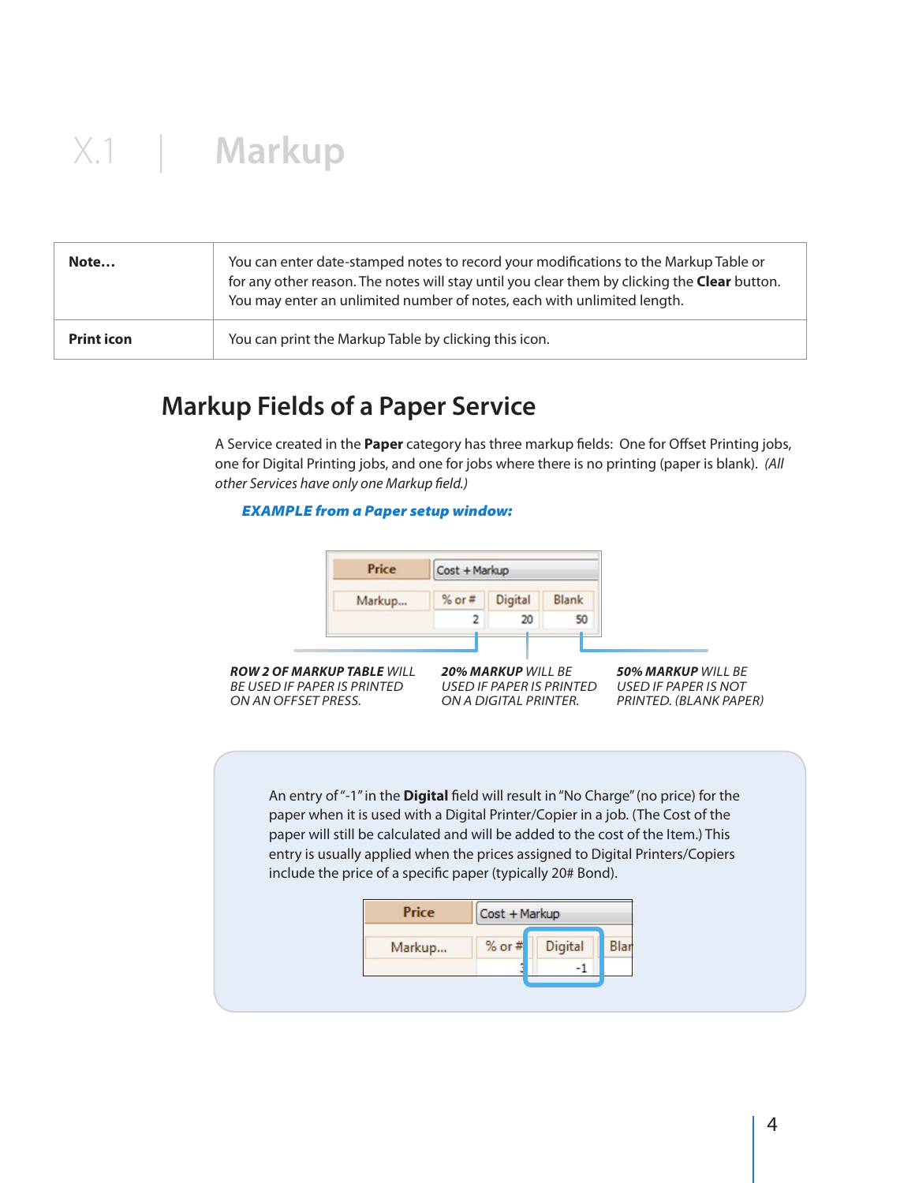# X.1 | Markup

| | |
|---|---|
| **Note…** | You can enter date-stamped notes to record your modifications to the Markup Table or for any other reason. The notes will stay until you clear them by clicking the **Clear** button. You may enter an unlimited number of notes, each with unlimited length. |
| **Print icon** | You can print the Markup Table by clicking this icon. |

## Markup Fields of a Paper Service

A Service created in the **Paper** category has three markup fields: One for Offset Printing jobs, one for Digital Printing jobs, and one for jobs where there is no printing (paper is blank). *(All other Services have only one Markup field.)*

***EXAMPLE from a Paper setup window:***

| Price | Cost + Markup | | |
|---|---|---|---|
| Markup... | % or # | Digital | Blank |
| | 2 | 20 | 50 |

***ROW 2 OF MARKUP TABLE** WILL BE USED IF PAPER IS PRINTED ON AN OFFSET PRESS.*

***20% MARKUP** WILL BE USED IF PAPER IS PRINTED ON A DIGITAL PRINTER.*

***50% MARKUP** WILL BE USED IF PAPER IS NOT PRINTED. (BLANK PAPER)*

An entry of "-1" in the **Digital** field will result in "No Charge" (no price) for the paper when it is used with a Digital Printer/Copier in a job. (The Cost of the paper will still be calculated and will be added to the cost of the Item.) This entry is usually applied when the prices assigned to Digital Printers/Copiers include the price of a specific paper (typically 20# Bond).

| Price | Cost + Markup | | |
|---|---|---|---|
| Markup... | % or # | Digital | Blan |
| | 3 | -1 | |